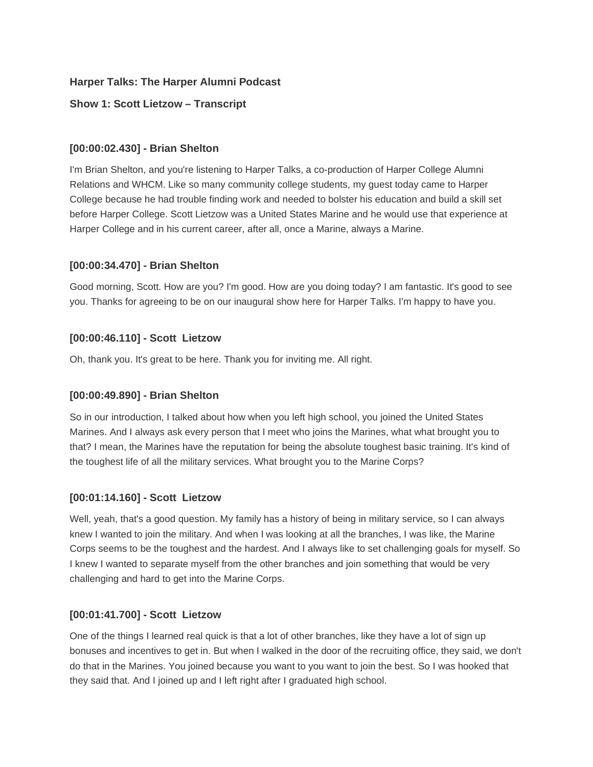**Harper Talks: The Harper Alumni Podcast**

**Show 1: Scott Lietzow – Transcript**

### [00:00:02.430] - Brian Shelton

I'm Brian Shelton, and you're listening to Harper Talks, a co-production of Harper College Alumni Relations and WHCM. Like so many community college students, my guest today came to Harper College because he had trouble finding work and needed to bolster his education and build a skill set before Harper College. Scott Lietzow was a United States Marine and he would use that experience at Harper College and in his current career, after all, once a Marine, always a Marine.

### [00:00:34.470] - Brian Shelton

Good morning, Scott. How are you? I'm good. How are you doing today? I am fantastic. It's good to see you. Thanks for agreeing to be on our inaugural show here for Harper Talks. I'm happy to have you.

### [00:00:46.110] - Scott Lietzow

Oh, thank you. It's great to be here. Thank you for inviting me. All right.

### [00:00:49.890] - Brian Shelton

So in our introduction, I talked about how when you left high school, you joined the United States Marines. And I always ask every person that I meet who joins the Marines, what what brought you to that? I mean, the Marines have the reputation for being the absolute toughest basic training. It's kind of the toughest life of all the military services. What brought you to the Marine Corps?

### [00:01:14.160] - Scott Lietzow

Well, yeah, that's a good question. My family has a history of being in military service, so I can always knew I wanted to join the military. And when I was looking at all the branches, I was like, the Marine Corps seems to be the toughest and the hardest. And I always like to set challenging goals for myself. So I knew I wanted to separate myself from the other branches and join something that would be very challenging and hard to get into the Marine Corps.

### [00:01:41.700] - Scott Lietzow

One of the things I learned real quick is that a lot of other branches, like they have a lot of sign up bonuses and incentives to get in. But when I walked in the door of the recruiting office, they said, we don't do that in the Marines. You joined because you want to you want to join the best. So I was hooked that they said that. And I joined up and I left right after I graduated high school.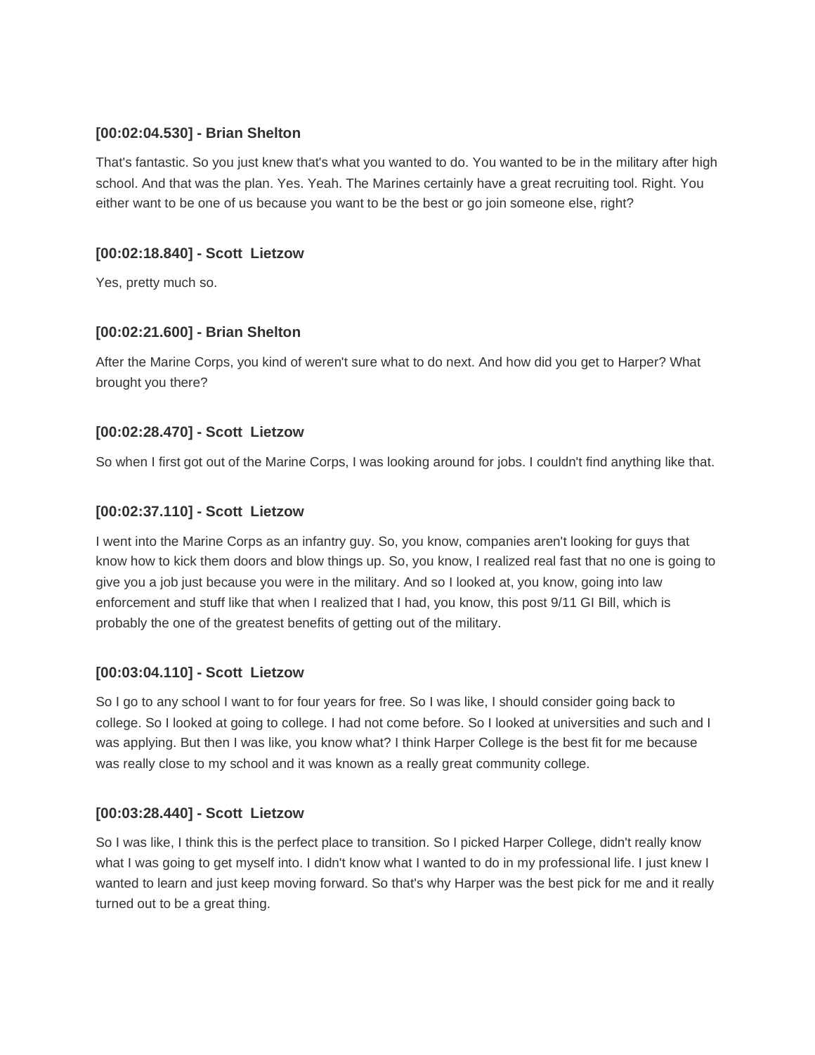**[00:02:04.530] - Brian Shelton**

That's fantastic. So you just knew that's what you wanted to do. You wanted to be in the military after high school. And that was the plan. Yes. Yeah. The Marines certainly have a great recruiting tool. Right. You either want to be one of us because you want to be the best or go join someone else, right?

**[00:02:18.840] - Scott Lietzow**

Yes, pretty much so.

**[00:02:21.600] - Brian Shelton**

After the Marine Corps, you kind of weren't sure what to do next. And how did you get to Harper? What brought you there?

**[00:02:28.470] - Scott Lietzow**

So when I first got out of the Marine Corps, I was looking around for jobs. I couldn't find anything like that.

**[00:02:37.110] - Scott Lietzow**

I went into the Marine Corps as an infantry guy. So, you know, companies aren't looking for guys that know how to kick them doors and blow things up. So, you know, I realized real fast that no one is going to give you a job just because you were in the military. And so I looked at, you know, going into law enforcement and stuff like that when I realized that I had, you know, this post 9/11 GI Bill, which is probably the one of the greatest benefits of getting out of the military.

**[00:03:04.110] - Scott Lietzow**

So I go to any school I want to for four years for free. So I was like, I should consider going back to college. So I looked at going to college. I had not come before. So I looked at universities and such and I was applying. But then I was like, you know what? I think Harper College is the best fit for me because was really close to my school and it was known as a really great community college.

**[00:03:28.440] - Scott Lietzow**

So I was like, I think this is the perfect place to transition. So I picked Harper College, didn't really know what I was going to get myself into. I didn't know what I wanted to do in my professional life. I just knew I wanted to learn and just keep moving forward. So that's why Harper was the best pick for me and it really turned out to be a great thing.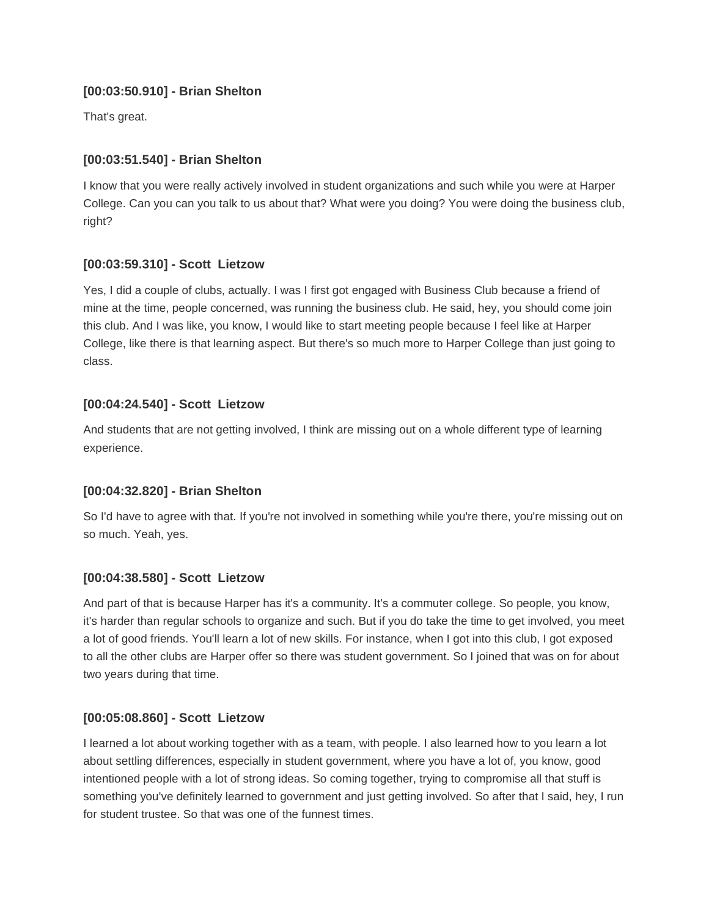**[00:03:50.910] - Brian Shelton**

That's great.

**[00:03:51.540] - Brian Shelton**

I know that you were really actively involved in student organizations and such while you were at Harper College. Can you can you talk to us about that? What were you doing? You were doing the business club, right?

**[00:03:59.310] - Scott  Lietzow**

Yes, I did a couple of clubs, actually. I was I first got engaged with Business Club because a friend of mine at the time, people concerned, was running the business club. He said, hey, you should come join this club. And I was like, you know, I would like to start meeting people because I feel like at Harper College, like there is that learning aspect. But there's so much more to Harper College than just going to class.

**[00:04:24.540] - Scott  Lietzow**

And students that are not getting involved, I think are missing out on a whole different type of learning experience.

**[00:04:32.820] - Brian Shelton**

So I'd have to agree with that. If you're not involved in something while you're there, you're missing out on so much. Yeah, yes.

**[00:04:38.580] - Scott  Lietzow**

And part of that is because Harper has it's a community. It's a commuter college. So people, you know, it's harder than regular schools to organize and such. But if you do take the time to get involved, you meet a lot of good friends. You'll learn a lot of new skills. For instance, when I got into this club, I got exposed to all the other clubs are Harper offer so there was student government. So I joined that was on for about two years during that time.

**[00:05:08.860] - Scott  Lietzow**

I learned a lot about working together with as a team, with people. I also learned how to you learn a lot about settling differences, especially in student government, where you have a lot of, you know, good intentioned people with a lot of strong ideas. So coming together, trying to compromise all that stuff is something you've definitely learned to government and just getting involved. So after that I said, hey, I run for student trustee. So that was one of the funnest times.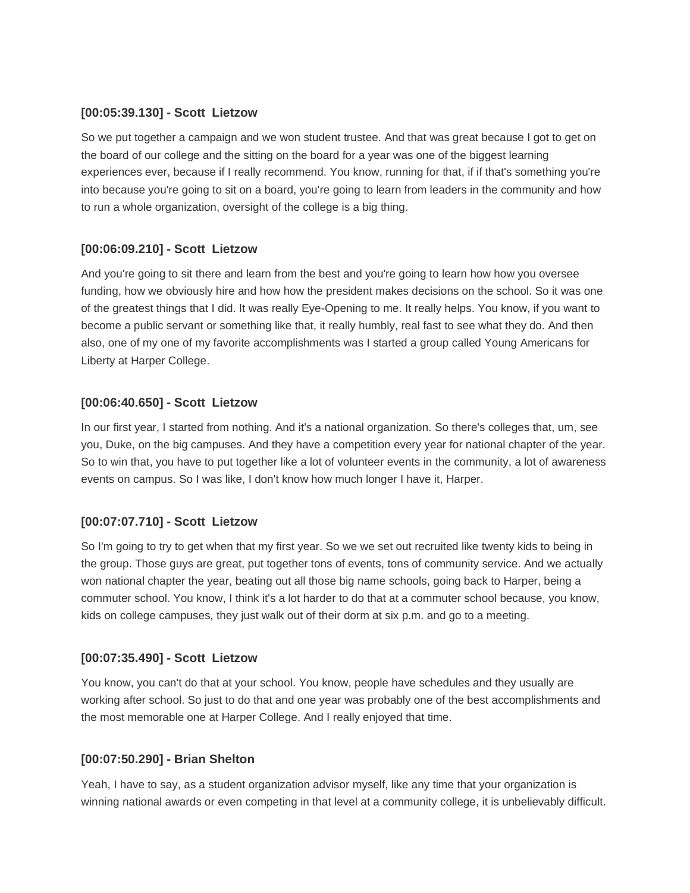**[00:05:39.130] - Scott  Lietzow**

So we put together a campaign and we won student trustee. And that was great because I got to get on the board of our college and the sitting on the board for a year was one of the biggest learning experiences ever, because if I really recommend. You know, running for that, if if that's something you're into because you're going to sit on a board, you're going to learn from leaders in the community and how to run a whole organization, oversight of the college is a big thing.

**[00:06:09.210] - Scott  Lietzow**

And you're going to sit there and learn from the best and you're going to learn how how you oversee funding, how we obviously hire and how how the president makes decisions on the school. So it was one of the greatest things that I did. It was really Eye-Opening to me. It really helps. You know, if you want to become a public servant or something like that, it really humbly, real fast to see what they do. And then also, one of my one of my favorite accomplishments was I started a group called Young Americans for Liberty at Harper College.

**[00:06:40.650] - Scott  Lietzow**

In our first year, I started from nothing. And it's a national organization. So there's colleges that, um, see you, Duke, on the big campuses. And they have a competition every year for national chapter of the year. So to win that, you have to put together like a lot of volunteer events in the community, a lot of awareness events on campus. So I was like, I don't know how much longer I have it, Harper.

**[00:07:07.710] - Scott  Lietzow**

So I'm going to try to get when that my first year. So we we set out recruited like twenty kids to being in the group. Those guys are great, put together tons of events, tons of community service. And we actually won national chapter the year, beating out all those big name schools, going back to Harper, being a commuter school. You know, I think it's a lot harder to do that at a commuter school because, you know, kids on college campuses, they just walk out of their dorm at six p.m. and go to a meeting.

**[00:07:35.490] - Scott  Lietzow**

You know, you can't do that at your school. You know, people have schedules and they usually are working after school. So just to do that and one year was probably one of the best accomplishments and the most memorable one at Harper College. And I really enjoyed that time.

**[00:07:50.290] - Brian Shelton**

Yeah, I have to say, as a student organization advisor myself, like any time that your organization is winning national awards or even competing in that level at a community college, it is unbelievably difficult.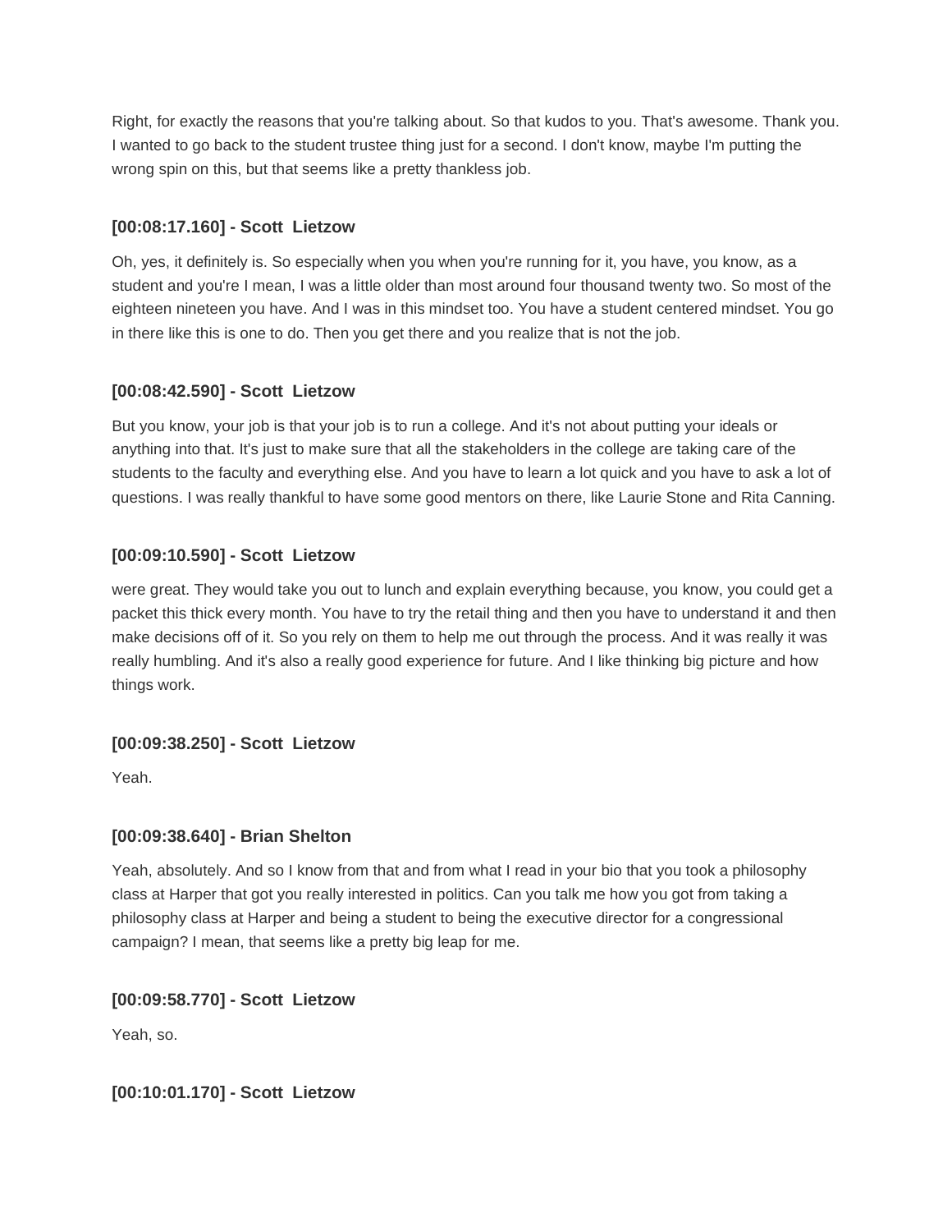Right, for exactly the reasons that you're talking about. So that kudos to you. That's awesome. Thank you. I wanted to go back to the student trustee thing just for a second. I don't know, maybe I'm putting the wrong spin on this, but that seems like a pretty thankless job.

**[00:08:17.160] - Scott  Lietzow**

Oh, yes, it definitely is. So especially when you when you're running for it, you have, you know, as a student and you're I mean, I was a little older than most around four thousand twenty two. So most of the eighteen nineteen you have. And I was in this mindset too. You have a student centered mindset. You go in there like this is one to do. Then you get there and you realize that is not the job.

**[00:08:42.590] - Scott  Lietzow**

But you know, your job is that your job is to run a college. And it's not about putting your ideals or anything into that. It's just to make sure that all the stakeholders in the college are taking care of the students to the faculty and everything else. And you have to learn a lot quick and you have to ask a lot of questions. I was really thankful to have some good mentors on there, like Laurie Stone and Rita Canning.

**[00:09:10.590] - Scott  Lietzow**

were great. They would take you out to lunch and explain everything because, you know, you could get a packet this thick every month. You have to try the retail thing and then you have to understand it and then make decisions off of it. So you rely on them to help me out through the process. And it was really it was really humbling. And it's also a really good experience for future. And I like thinking big picture and how things work.

**[00:09:38.250] - Scott  Lietzow**

Yeah.

**[00:09:38.640] - Brian Shelton**

Yeah, absolutely. And so I know from that and from what I read in your bio that you took a philosophy class at Harper that got you really interested in politics. Can you talk me how you got from taking a philosophy class at Harper and being a student to being the executive director for a congressional campaign? I mean, that seems like a pretty big leap for me.

**[00:09:58.770] - Scott  Lietzow**

Yeah, so.

**[00:10:01.170] - Scott  Lietzow**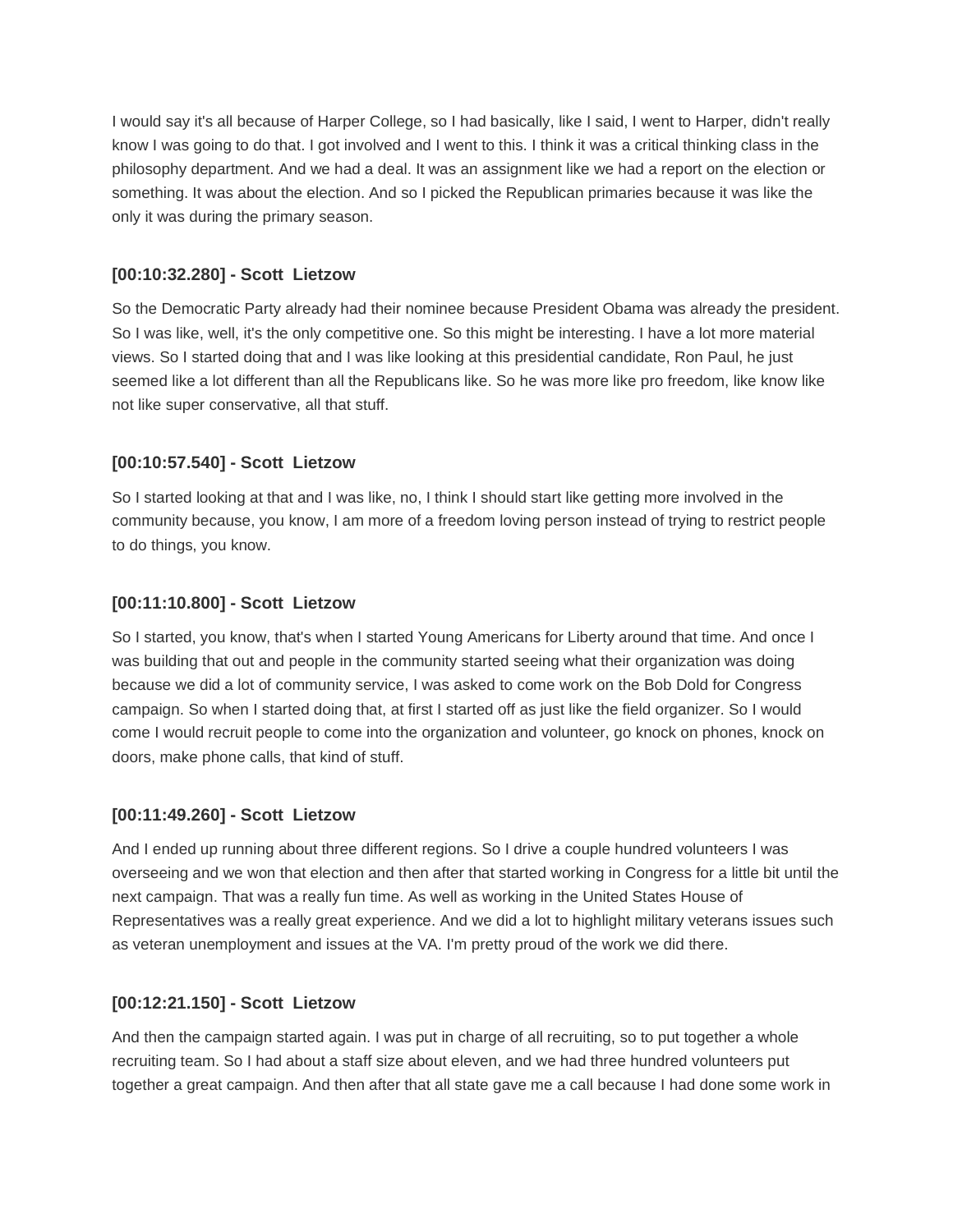I would say it's all because of Harper College, so I had basically, like I said, I went to Harper, didn't really know I was going to do that. I got involved and I went to this. I think it was a critical thinking class in the philosophy department. And we had a deal. It was an assignment like we had a report on the election or something. It was about the election. And so I picked the Republican primaries because it was like the only it was during the primary season.

### [00:10:32.280] - Scott Lietzow

So the Democratic Party already had their nominee because President Obama was already the president. So I was like, well, it's the only competitive one. So this might be interesting. I have a lot more material views. So I started doing that and I was like looking at this presidential candidate, Ron Paul, he just seemed like a lot different than all the Republicans like. So he was more like pro freedom, like know like not like super conservative, all that stuff.

### [00:10:57.540] - Scott Lietzow

So I started looking at that and I was like, no, I think I should start like getting more involved in the community because, you know, I am more of a freedom loving person instead of trying to restrict people to do things, you know.

### [00:11:10.800] - Scott Lietzow

So I started, you know, that's when I started Young Americans for Liberty around that time. And once I was building that out and people in the community started seeing what their organization was doing because we did a lot of community service, I was asked to come work on the Bob Dold for Congress campaign. So when I started doing that, at first I started off as just like the field organizer. So I would come I would recruit people to come into the organization and volunteer, go knock on phones, knock on doors, make phone calls, that kind of stuff.

### [00:11:49.260] - Scott Lietzow

And I ended up running about three different regions. So I drive a couple hundred volunteers I was overseeing and we won that election and then after that started working in Congress for a little bit until the next campaign. That was a really fun time. As well as working in the United States House of Representatives was a really great experience. And we did a lot to highlight military veterans issues such as veteran unemployment and issues at the VA. I'm pretty proud of the work we did there.

### [00:12:21.150] - Scott Lietzow

And then the campaign started again. I was put in charge of all recruiting, so to put together a whole recruiting team. So I had about a staff size about eleven, and we had three hundred volunteers put together a great campaign. And then after that all state gave me a call because I had done some work in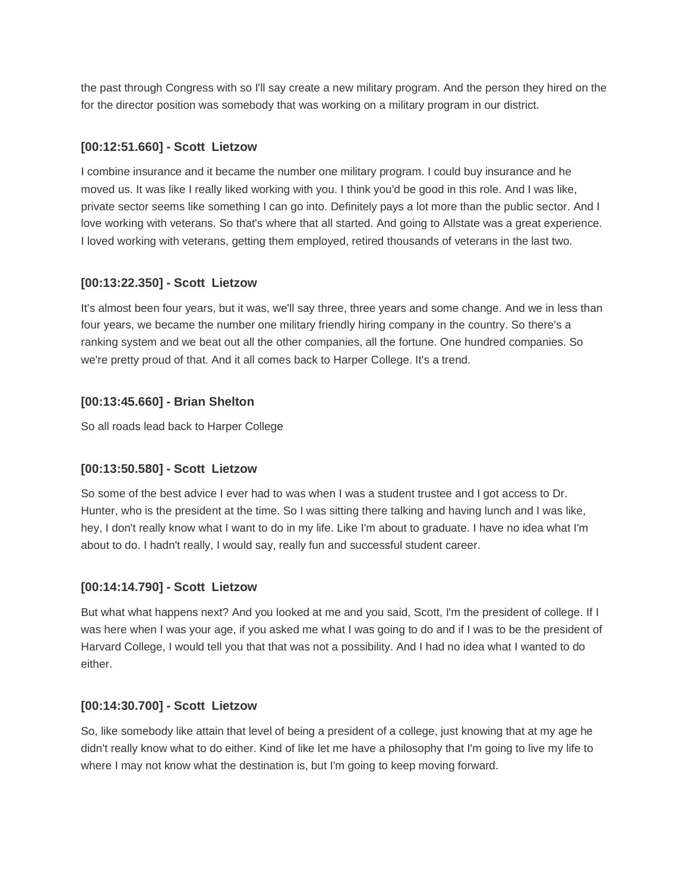the past through Congress with so I'll say create a new military program. And the person they hired on the for the director position was somebody that was working on a military program in our district.

**[00:12:51.660] - Scott  Lietzow**

I combine insurance and it became the number one military program. I could buy insurance and he moved us. It was like I really liked working with you. I think you'd be good in this role. And I was like, private sector seems like something I can go into. Definitely pays a lot more than the public sector. And I love working with veterans. So that's where that all started. And going to Allstate was a great experience. I loved working with veterans, getting them employed, retired thousands of veterans in the last two.

**[00:13:22.350] - Scott  Lietzow**

It's almost been four years, but it was, we'll say three, three years and some change. And we in less than four years, we became the number one military friendly hiring company in the country. So there's a ranking system and we beat out all the other companies, all the fortune. One hundred companies. So we're pretty proud of that. And it all comes back to Harper College. It's a trend.

**[00:13:45.660] - Brian Shelton**

So all roads lead back to Harper College

**[00:13:50.580] - Scott  Lietzow**

So some of the best advice I ever had to was when I was a student trustee and I got access to Dr. Hunter, who is the president at the time. So I was sitting there talking and having lunch and I was like, hey, I don't really know what I want to do in my life. Like I'm about to graduate. I have no idea what I'm about to do. I hadn't really, I would say, really fun and successful student career.

**[00:14:14.790] - Scott  Lietzow**

But what what happens next? And you looked at me and you said, Scott, I'm the president of college. If I was here when I was your age, if you asked me what I was going to do and if I was to be the president of Harvard College, I would tell you that that was not a possibility. And I had no idea what I wanted to do either.

**[00:14:30.700] - Scott  Lietzow**

So, like somebody like attain that level of being a president of a college, just knowing that at my age he didn't really know what to do either. Kind of like let me have a philosophy that I'm going to live my life to where I may not know what the destination is, but I'm going to keep moving forward.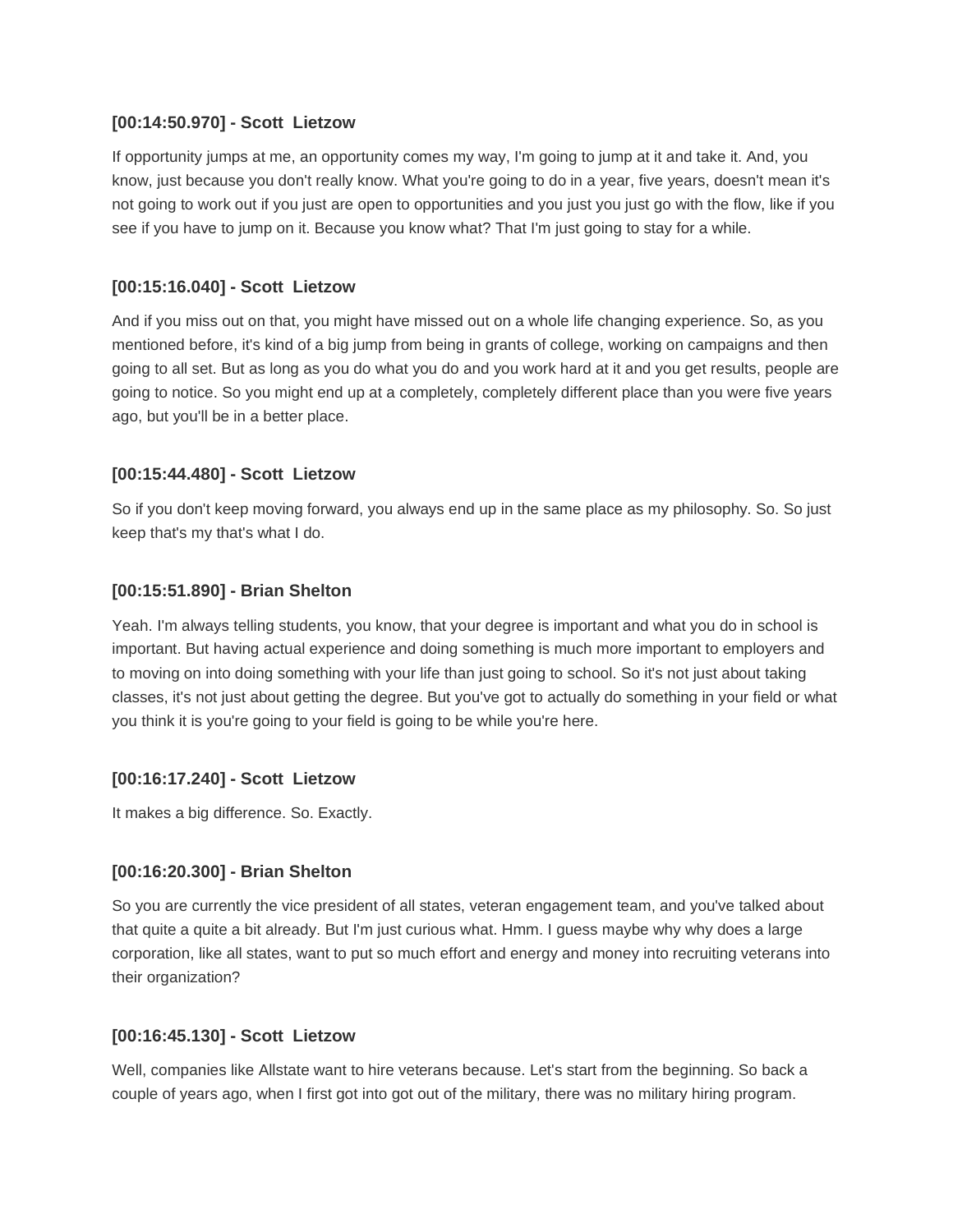### [00:14:50.970] - Scott  Lietzow

If opportunity jumps at me, an opportunity comes my way, I'm going to jump at it and take it. And, you know, just because you don't really know. What you're going to do in a year, five years, doesn't mean it's not going to work out if you just are open to opportunities and you just you just go with the flow, like if you see if you have to jump on it. Because you know what? That I'm just going to stay for a while.

### [00:15:16.040] - Scott  Lietzow

And if you miss out on that, you might have missed out on a whole life changing experience. So, as you mentioned before, it's kind of a big jump from being in grants of college, working on campaigns and then going to all set. But as long as you do what you do and you work hard at it and you get results, people are going to notice. So you might end up at a completely, completely different place than you were five years ago, but you'll be in a better place.

### [00:15:44.480] - Scott  Lietzow

So if you don't keep moving forward, you always end up in the same place as my philosophy. So. So just keep that's my that's what I do.

### [00:15:51.890] - Brian Shelton

Yeah. I'm always telling students, you know, that your degree is important and what you do in school is important. But having actual experience and doing something is much more important to employers and to moving on into doing something with your life than just going to school. So it's not just about taking classes, it's not just about getting the degree. But you've got to actually do something in your field or what you think it is you're going to your field is going to be while you're here.

### [00:16:17.240] - Scott  Lietzow

It makes a big difference. So. Exactly.

### [00:16:20.300] - Brian Shelton

So you are currently the vice president of all states, veteran engagement team, and you've talked about that quite a quite a bit already. But I'm just curious what. Hmm. I guess maybe why why does a large corporation, like all states, want to put so much effort and energy and money into recruiting veterans into their organization?

### [00:16:45.130] - Scott  Lietzow

Well, companies like Allstate want to hire veterans because. Let's start from the beginning. So back a couple of years ago, when I first got into got out of the military, there was no military hiring program.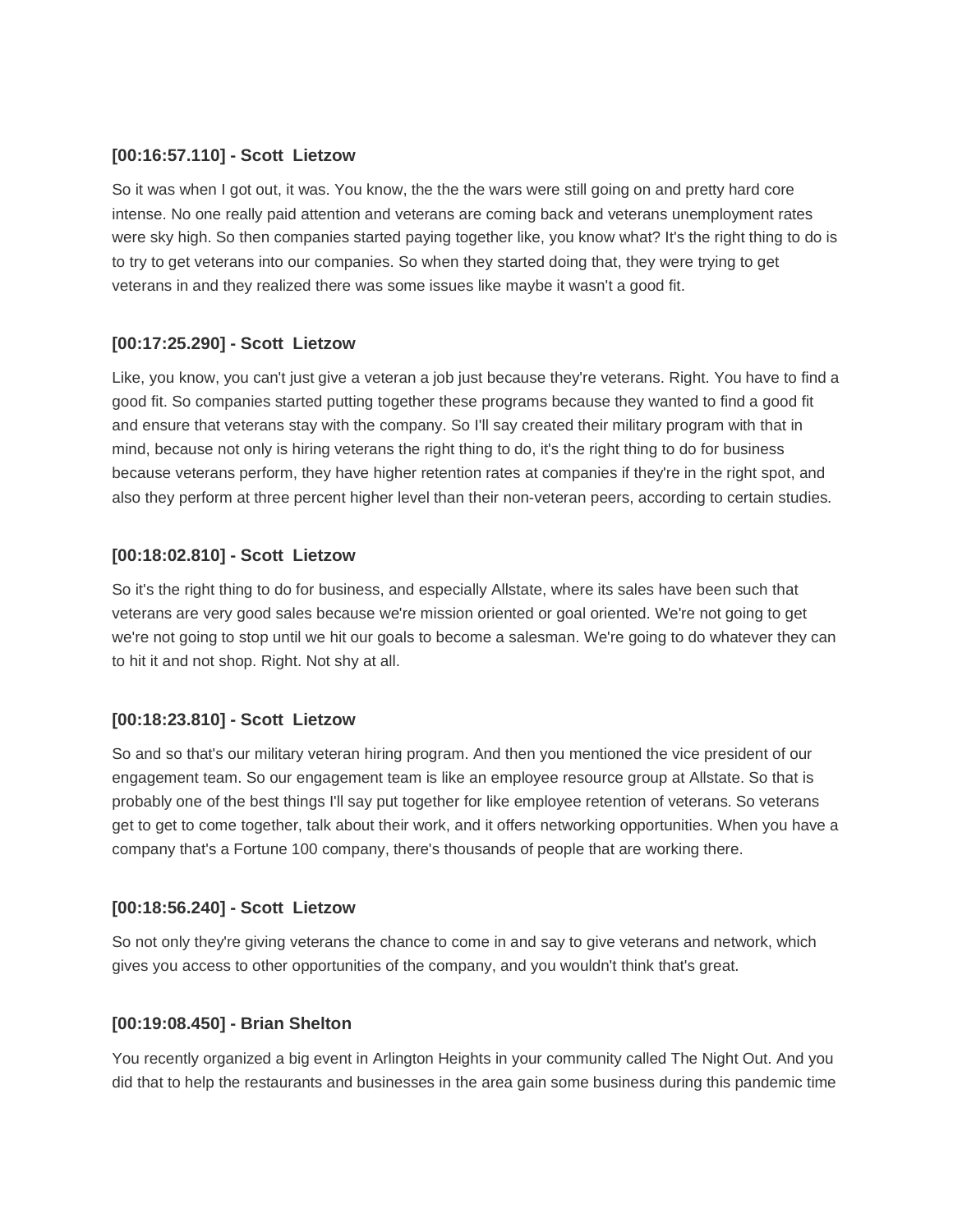**[00:16:57.110] - Scott  Lietzow**

So it was when I got out, it was. You know, the the the wars were still going on and pretty hard core intense. No one really paid attention and veterans are coming back and veterans unemployment rates were sky high. So then companies started paying together like, you know what? It's the right thing to do is to try to get veterans into our companies. So when they started doing that, they were trying to get veterans in and they realized there was some issues like maybe it wasn't a good fit.

**[00:17:25.290] - Scott  Lietzow**

Like, you know, you can't just give a veteran a job just because they're veterans. Right. You have to find a good fit. So companies started putting together these programs because they wanted to find a good fit and ensure that veterans stay with the company. So I'll say created their military program with that in mind, because not only is hiring veterans the right thing to do, it's the right thing to do for business because veterans perform, they have higher retention rates at companies if they're in the right spot, and also they perform at three percent higher level than their non-veteran peers, according to certain studies.

**[00:18:02.810] - Scott  Lietzow**

So it's the right thing to do for business, and especially Allstate, where its sales have been such that veterans are very good sales because we're mission oriented or goal oriented. We're not going to get we're not going to stop until we hit our goals to become a salesman. We're going to do whatever they can to hit it and not shop. Right. Not shy at all.

**[00:18:23.810] - Scott  Lietzow**

So and so that's our military veteran hiring program. And then you mentioned the vice president of our engagement team. So our engagement team is like an employee resource group at Allstate. So that is probably one of the best things I'll say put together for like employee retention of veterans. So veterans get to get to come together, talk about their work, and it offers networking opportunities. When you have a company that's a Fortune 100 company, there's thousands of people that are working there.

**[00:18:56.240] - Scott  Lietzow**

So not only they're giving veterans the chance to come in and say to give veterans and network, which gives you access to other opportunities of the company, and you wouldn't think that's great.

**[00:19:08.450] - Brian Shelton**

You recently organized a big event in Arlington Heights in your community called The Night Out. And you did that to help the restaurants and businesses in the area gain some business during this pandemic time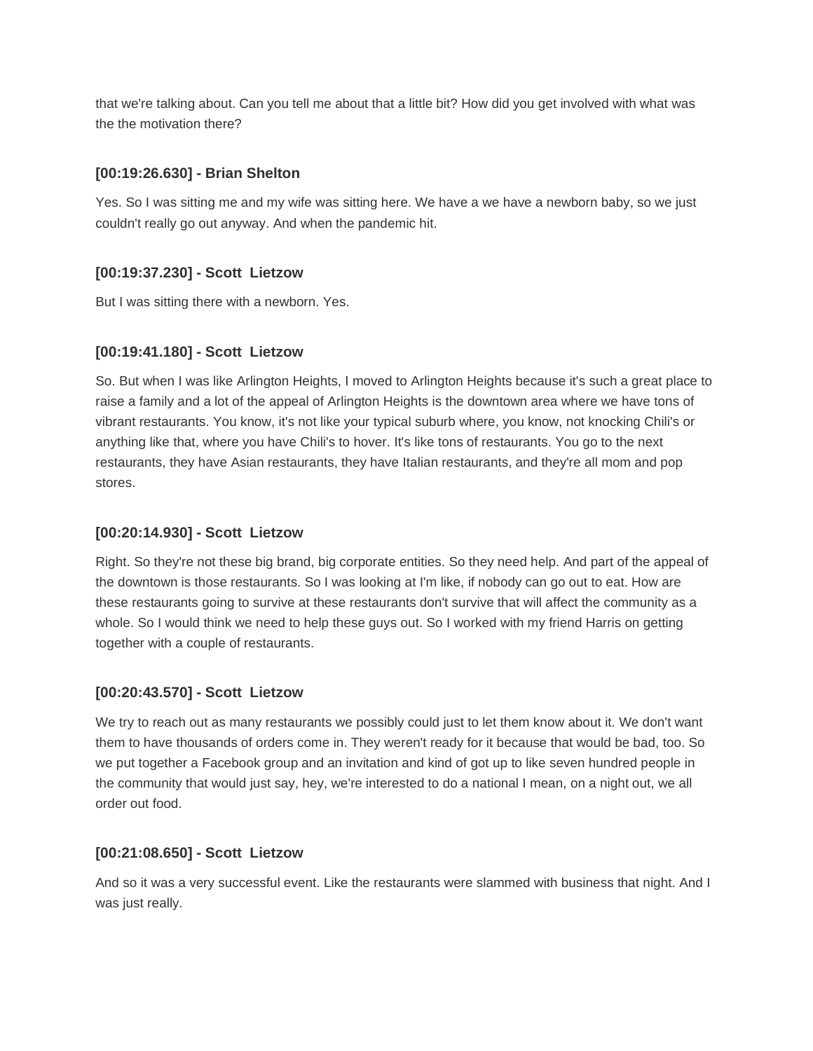that we're talking about. Can you tell me about that a little bit? How did you get involved with what was the the motivation there?

**[00:19:26.630] - Brian Shelton**

Yes. So I was sitting me and my wife was sitting here. We have a we have a newborn baby, so we just couldn't really go out anyway. And when the pandemic hit.

**[00:19:37.230] - Scott Lietzow**

But I was sitting there with a newborn. Yes.

**[00:19:41.180] - Scott Lietzow**

So. But when I was like Arlington Heights, I moved to Arlington Heights because it's such a great place to raise a family and a lot of the appeal of Arlington Heights is the downtown area where we have tons of vibrant restaurants. You know, it's not like your typical suburb where, you know, not knocking Chili's or anything like that, where you have Chili's to hover. It's like tons of restaurants. You go to the next restaurants, they have Asian restaurants, they have Italian restaurants, and they're all mom and pop stores.

**[00:20:14.930] - Scott Lietzow**

Right. So they're not these big brand, big corporate entities. So they need help. And part of the appeal of the downtown is those restaurants. So I was looking at I'm like, if nobody can go out to eat. How are these restaurants going to survive at these restaurants don't survive that will affect the community as a whole. So I would think we need to help these guys out. So I worked with my friend Harris on getting together with a couple of restaurants.

**[00:20:43.570] - Scott Lietzow**

We try to reach out as many restaurants we possibly could just to let them know about it. We don't want them to have thousands of orders come in. They weren't ready for it because that would be bad, too. So we put together a Facebook group and an invitation and kind of got up to like seven hundred people in the community that would just say, hey, we're interested to do a national I mean, on a night out, we all order out food.

**[00:21:08.650] - Scott Lietzow**

And so it was a very successful event. Like the restaurants were slammed with business that night. And I was just really.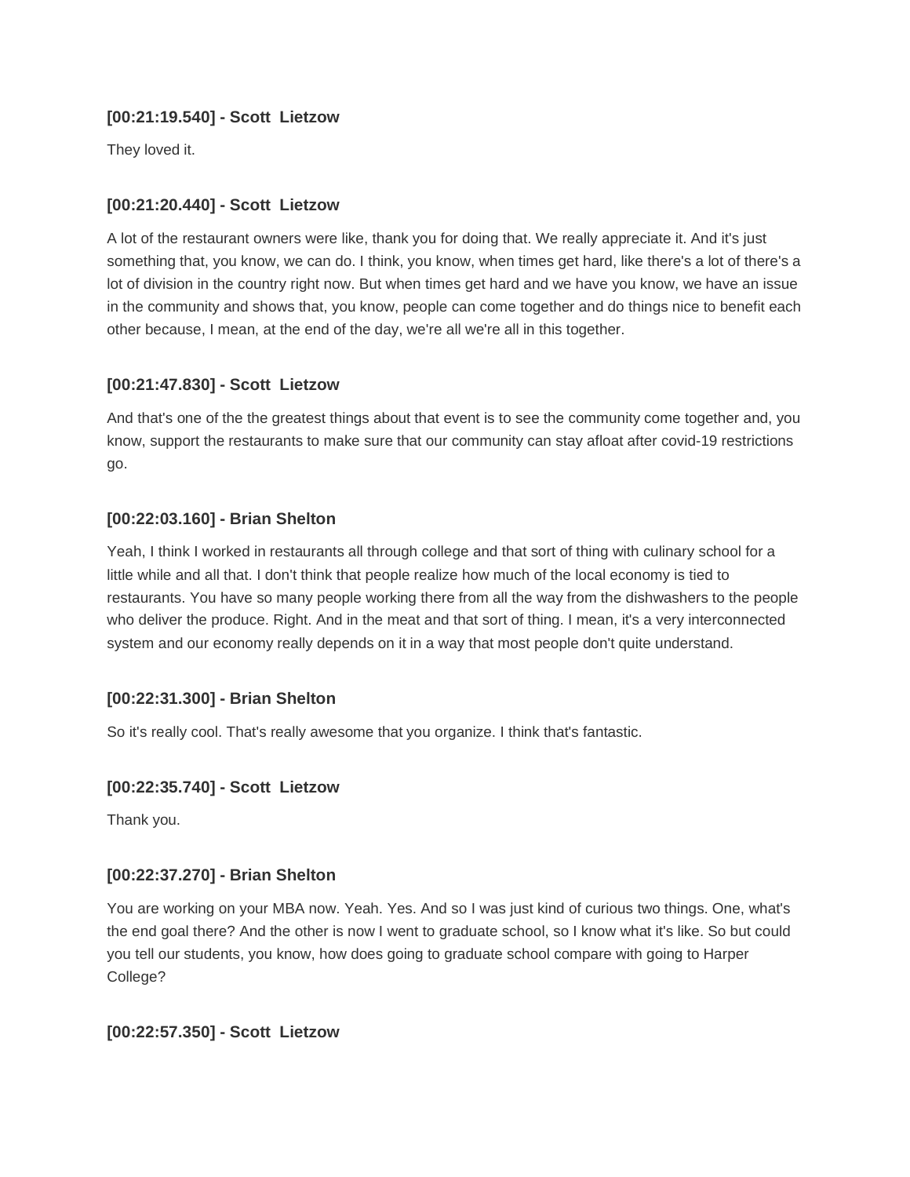**[00:21:19.540] - Scott  Lietzow**

They loved it.

**[00:21:20.440] - Scott  Lietzow**

A lot of the restaurant owners were like, thank you for doing that. We really appreciate it. And it's just something that, you know, we can do. I think, you know, when times get hard, like there's a lot of there's a lot of division in the country right now. But when times get hard and we have you know, we have an issue in the community and shows that, you know, people can come together and do things nice to benefit each other because, I mean, at the end of the day, we're all we're all in this together.

**[00:21:47.830] - Scott  Lietzow**

And that's one of the the greatest things about that event is to see the community come together and, you know, support the restaurants to make sure that our community can stay afloat after covid-19 restrictions go.

**[00:22:03.160] - Brian Shelton**

Yeah, I think I worked in restaurants all through college and that sort of thing with culinary school for a little while and all that. I don't think that people realize how much of the local economy is tied to restaurants. You have so many people working there from all the way from the dishwashers to the people who deliver the produce. Right. And in the meat and that sort of thing. I mean, it's a very interconnected system and our economy really depends on it in a way that most people don't quite understand.

**[00:22:31.300] - Brian Shelton**

So it's really cool. That's really awesome that you organize. I think that's fantastic.

**[00:22:35.740] - Scott  Lietzow**

Thank you.

**[00:22:37.270] - Brian Shelton**

You are working on your MBA now. Yeah. Yes. And so I was just kind of curious two things. One, what's the end goal there? And the other is now I went to graduate school, so I know what it's like. So but could you tell our students, you know, how does going to graduate school compare with going to Harper College?

**[00:22:57.350] - Scott  Lietzow**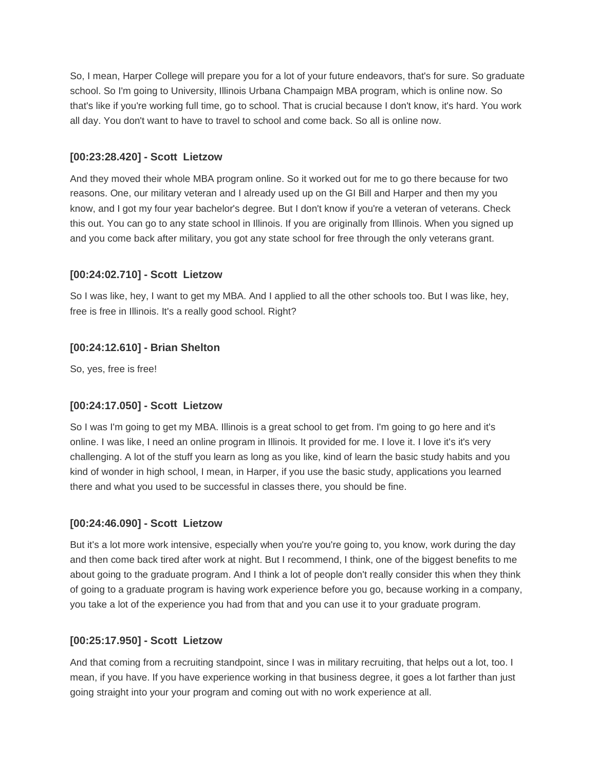So, I mean, Harper College will prepare you for a lot of your future endeavors, that's for sure. So graduate school. So I'm going to University, Illinois Urbana Champaign MBA program, which is online now. So that's like if you're working full time, go to school. That is crucial because I don't know, it's hard. You work all day. You don't want to have to travel to school and come back. So all is online now.

**[00:23:28.420] - Scott Lietzow**

And they moved their whole MBA program online. So it worked out for me to go there because for two reasons. One, our military veteran and I already used up on the GI Bill and Harper and then my you know, and I got my four year bachelor's degree. But I don't know if you're a veteran of veterans. Check this out. You can go to any state school in Illinois. If you are originally from Illinois. When you signed up and you come back after military, you got any state school for free through the only veterans grant.

**[00:24:02.710] - Scott Lietzow**

So I was like, hey, I want to get my MBA. And I applied to all the other schools too. But I was like, hey, free is free in Illinois. It's a really good school. Right?

**[00:24:12.610] - Brian Shelton**

So, yes, free is free!

**[00:24:17.050] - Scott Lietzow**

So I was I'm going to get my MBA. Illinois is a great school to get from. I'm going to go here and it's online. I was like, I need an online program in Illinois. It provided for me. I love it. I love it's it's very challenging. A lot of the stuff you learn as long as you like, kind of learn the basic study habits and you kind of wonder in high school, I mean, in Harper, if you use the basic study, applications you learned there and what you used to be successful in classes there, you should be fine.

**[00:24:46.090] - Scott Lietzow**

But it's a lot more work intensive, especially when you're you're going to, you know, work during the day and then come back tired after work at night. But I recommend, I think, one of the biggest benefits to me about going to the graduate program. And I think a lot of people don't really consider this when they think of going to a graduate program is having work experience before you go, because working in a company, you take a lot of the experience you had from that and you can use it to your graduate program.

**[00:25:17.950] - Scott Lietzow**

And that coming from a recruiting standpoint, since I was in military recruiting, that helps out a lot, too. I mean, if you have. If you have experience working in that business degree, it goes a lot farther than just going straight into your your program and coming out with no work experience at all.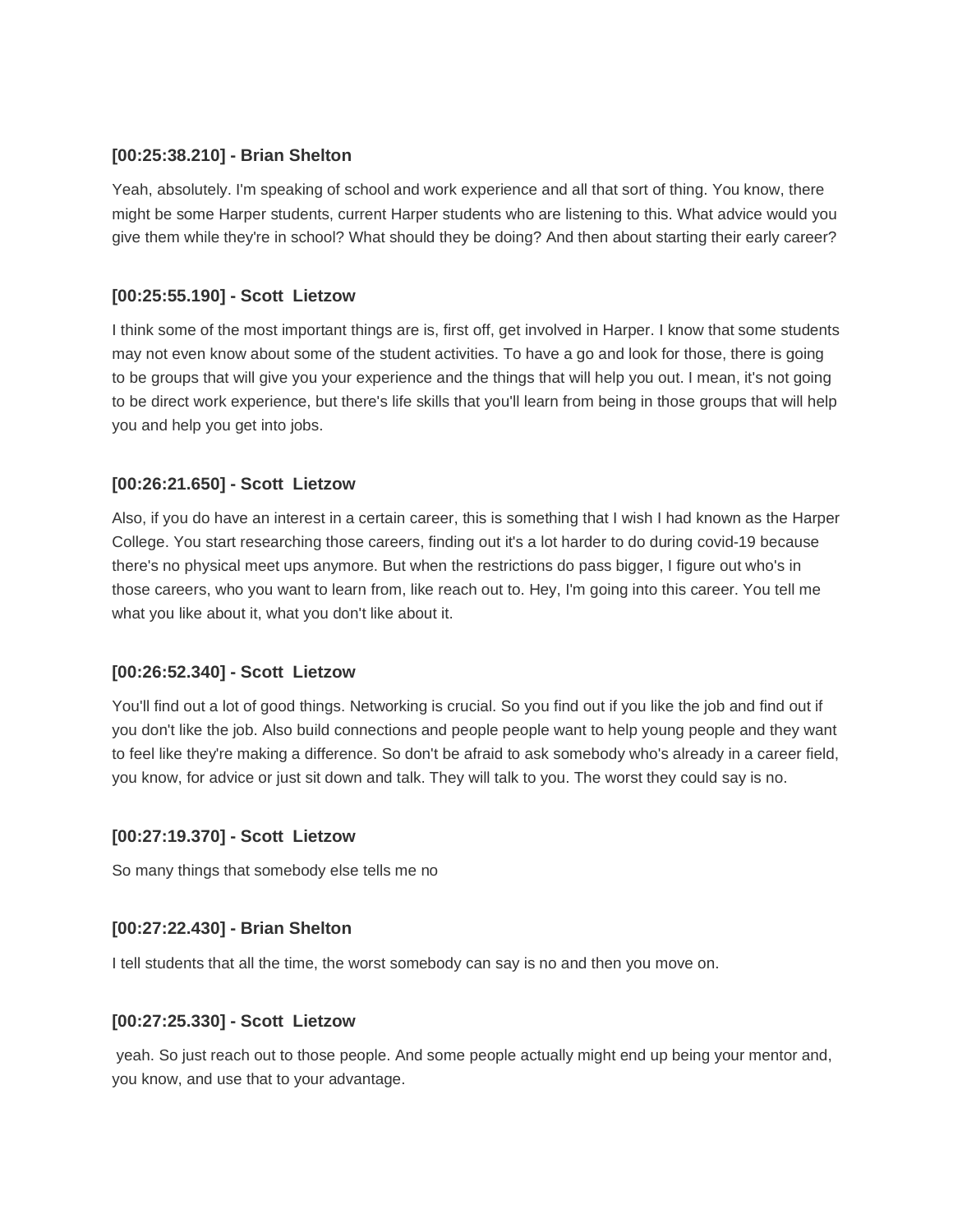**[00:25:38.210] - Brian Shelton**

Yeah, absolutely. I'm speaking of school and work experience and all that sort of thing. You know, there might be some Harper students, current Harper students who are listening to this. What advice would you give them while they're in school? What should they be doing? And then about starting their early career?

**[00:25:55.190] - Scott Lietzow**

I think some of the most important things are is, first off, get involved in Harper. I know that some students may not even know about some of the student activities. To have a go and look for those, there is going to be groups that will give you your experience and the things that will help you out. I mean, it's not going to be direct work experience, but there's life skills that you'll learn from being in those groups that will help you and help you get into jobs.

**[00:26:21.650] - Scott Lietzow**

Also, if you do have an interest in a certain career, this is something that I wish I had known as the Harper College. You start researching those careers, finding out it's a lot harder to do during covid-19 because there's no physical meet ups anymore. But when the restrictions do pass bigger, I figure out who's in those careers, who you want to learn from, like reach out to. Hey, I'm going into this career. You tell me what you like about it, what you don't like about it.

**[00:26:52.340] - Scott Lietzow**

You'll find out a lot of good things. Networking is crucial. So you find out if you like the job and find out if you don't like the job. Also build connections and people people want to help young people and they want to feel like they're making a difference. So don't be afraid to ask somebody who's already in a career field, you know, for advice or just sit down and talk. They will talk to you. The worst they could say is no.

**[00:27:19.370] - Scott Lietzow**

So many things that somebody else tells me no

**[00:27:22.430] - Brian Shelton**

I tell students that all the time, the worst somebody can say is no and then you move on.

**[00:27:25.330] - Scott Lietzow**

yeah. So just reach out to those people. And some people actually might end up being your mentor and, you know, and use that to your advantage.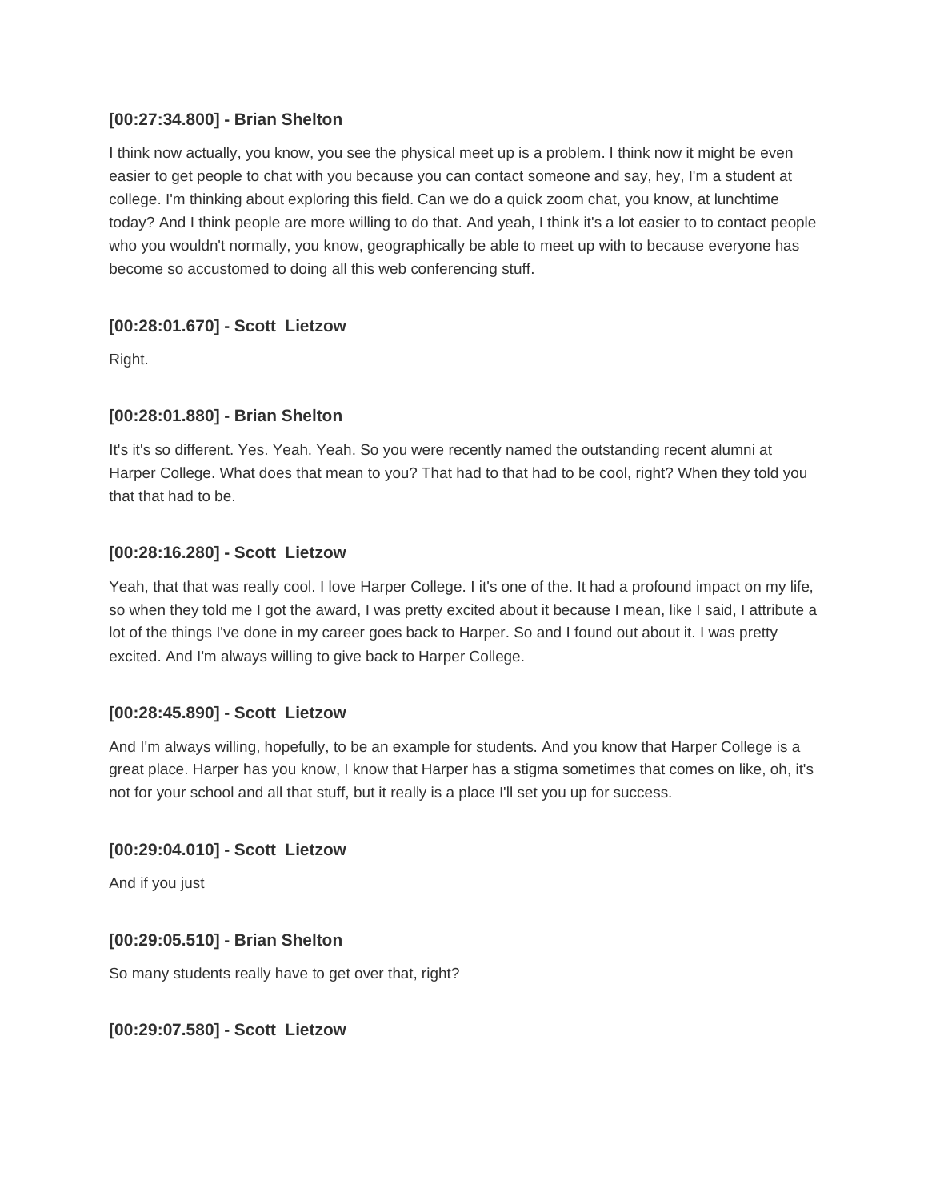**[00:27:34.800] - Brian Shelton**

I think now actually, you know, you see the physical meet up is a problem. I think now it might be even easier to get people to chat with you because you can contact someone and say, hey, I'm a student at college. I'm thinking about exploring this field. Can we do a quick zoom chat, you know, at lunchtime today? And I think people are more willing to do that. And yeah, I think it's a lot easier to to contact people who you wouldn't normally, you know, geographically be able to meet up with to because everyone has become so accustomed to doing all this web conferencing stuff.

**[00:28:01.670] - Scott Lietzow**

Right.

**[00:28:01.880] - Brian Shelton**

It's it's so different. Yes. Yeah. Yeah. So you were recently named the outstanding recent alumni at Harper College. What does that mean to you? That had to that had to be cool, right? When they told you that that had to be.

**[00:28:16.280] - Scott Lietzow**

Yeah, that that was really cool. I love Harper College. I it's one of the. It had a profound impact on my life, so when they told me I got the award, I was pretty excited about it because I mean, like I said, I attribute a lot of the things I've done in my career goes back to Harper. So and I found out about it. I was pretty excited. And I'm always willing to give back to Harper College.

**[00:28:45.890] - Scott Lietzow**

And I'm always willing, hopefully, to be an example for students. And you know that Harper College is a great place. Harper has you know, I know that Harper has a stigma sometimes that comes on like, oh, it's not for your school and all that stuff, but it really is a place I'll set you up for success.

**[00:29:04.010] - Scott Lietzow**

And if you just

**[00:29:05.510] - Brian Shelton**

So many students really have to get over that, right?

**[00:29:07.580] - Scott Lietzow**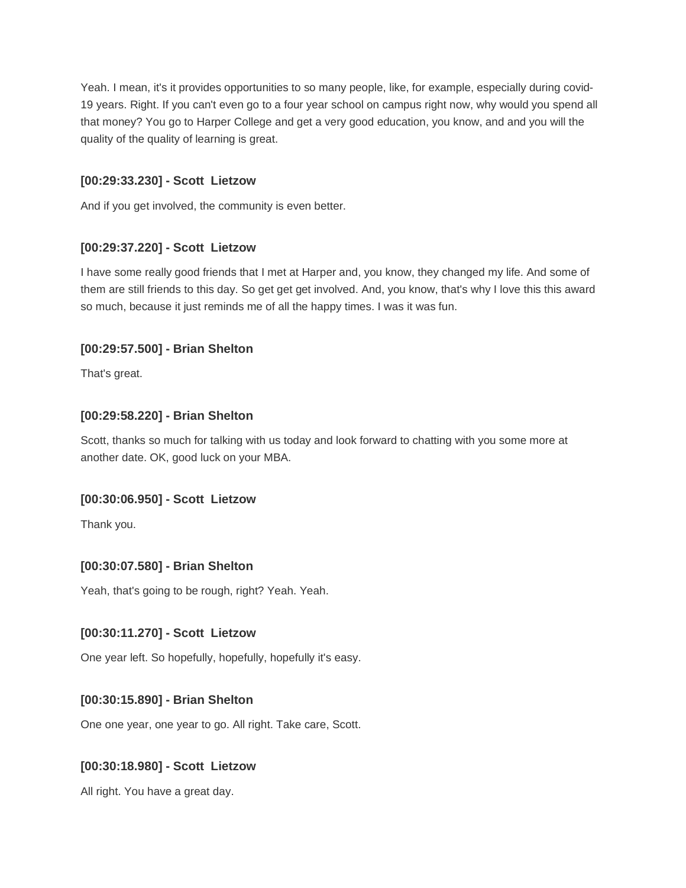Yeah. I mean, it's it provides opportunities to so many people, like, for example, especially during covid-19 years. Right. If you can't even go to a four year school on campus right now, why would you spend all that money? You go to Harper College and get a very good education, you know, and and you will the quality of the quality of learning is great.

**[00:29:33.230] - Scott  Lietzow**

And if you get involved, the community is even better.

**[00:29:37.220] - Scott  Lietzow**

I have some really good friends that I met at Harper and, you know, they changed my life. And some of them are still friends to this day. So get get get involved. And, you know, that's why I love this this award so much, because it just reminds me of all the happy times. I was it was fun.

**[00:29:57.500] - Brian Shelton**

That's great.

**[00:29:58.220] - Brian Shelton**

Scott, thanks so much for talking with us today and look forward to chatting with you some more at another date. OK, good luck on your MBA.

**[00:30:06.950] - Scott  Lietzow**

Thank you.

**[00:30:07.580] - Brian Shelton**

Yeah, that's going to be rough, right? Yeah. Yeah.

**[00:30:11.270] - Scott  Lietzow**

One year left. So hopefully, hopefully, hopefully it's easy.

**[00:30:15.890] - Brian Shelton**

One one year, one year to go. All right. Take care, Scott.

**[00:30:18.980] - Scott  Lietzow**

All right. You have a great day.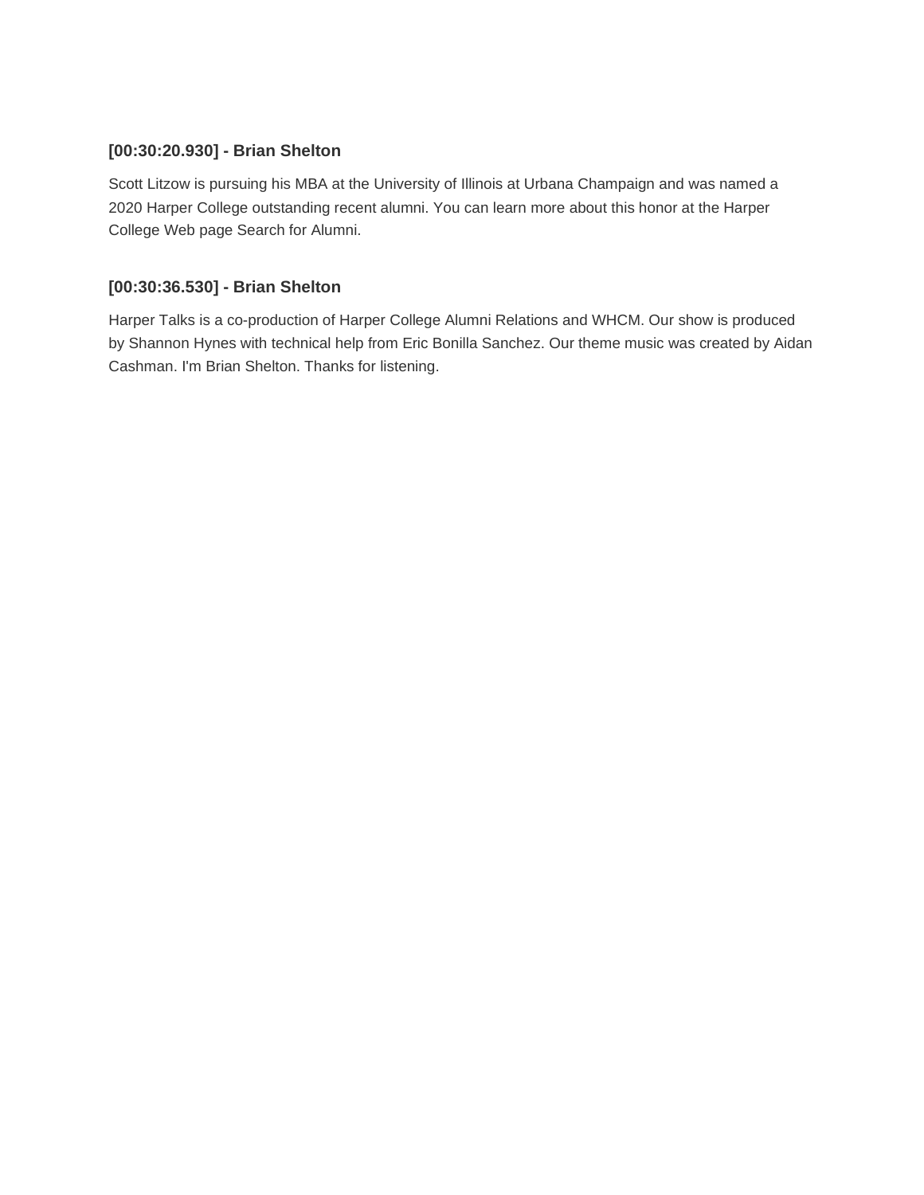**[00:30:20.930] - Brian Shelton**

Scott Litzow is pursuing his MBA at the University of Illinois at Urbana Champaign and was named a 2020 Harper College outstanding recent alumni. You can learn more about this honor at the Harper College Web page Search for Alumni.

**[00:30:36.530] - Brian Shelton**

Harper Talks is a co-production of Harper College Alumni Relations and WHCM. Our show is produced by Shannon Hynes with technical help from Eric Bonilla Sanchez. Our theme music was created by Aidan Cashman. I'm Brian Shelton. Thanks for listening.